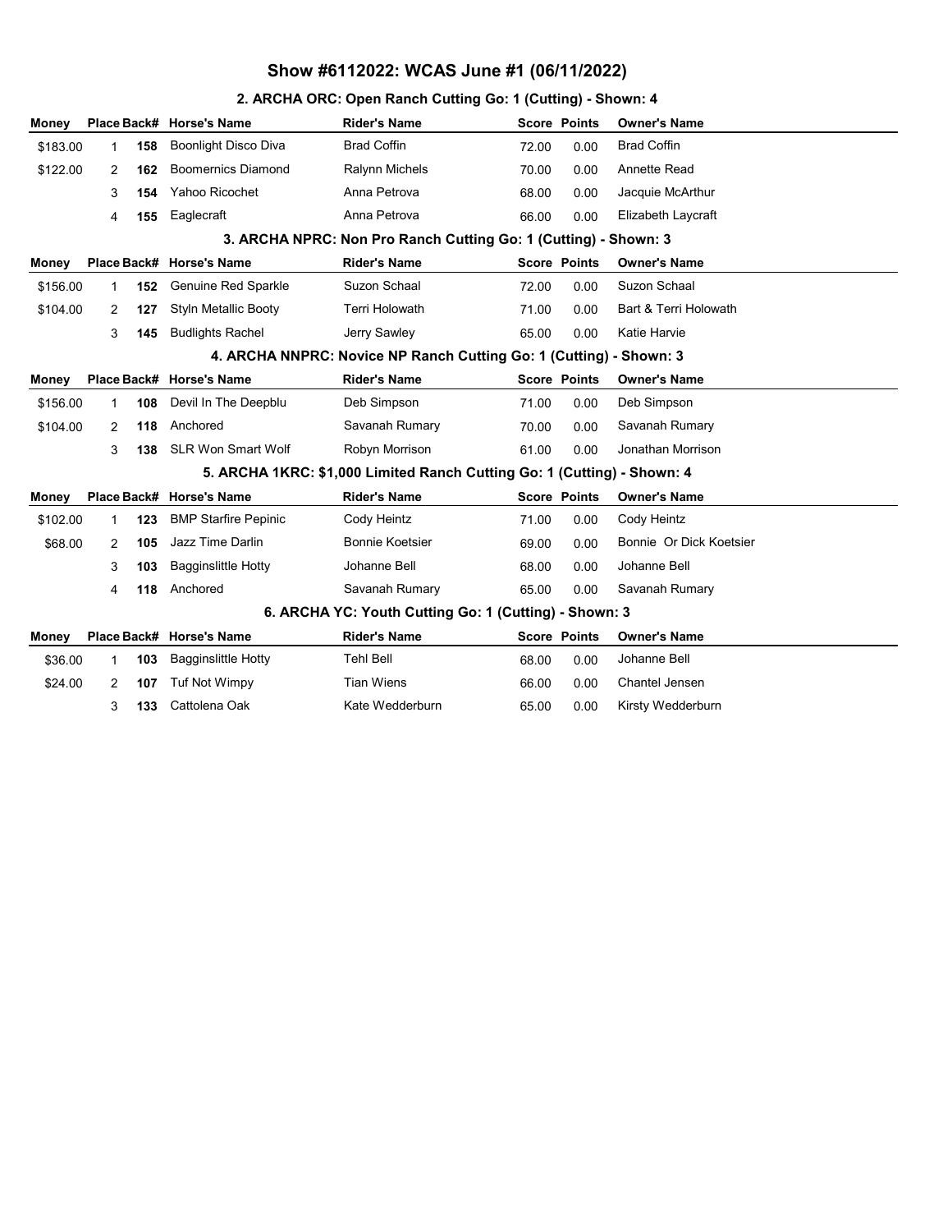# Show #6112022: WCAS June #1 (06/11/2022)

## 2. ARCHA ORC: Open Ranch Cutting Go: 1 (Cutting) - Shown: 4

| Money | Place | Back# | Horse's Name | Rider's Name | Score | Points | Owner's Name |
|---|---|---|---|---|---|---|---|
| $183.00 | 1 | **158** | Boonlight Disco Diva | Brad Coffin | 72.00 | 0.00 | Brad Coffin |
| $122.00 | 2 | **162** | Boomernics Diamond | Ralynn Michels | 70.00 | 0.00 | Annette Read |
| | 3 | **154** | Yahoo Ricochet | Anna Petrova | 68.00 | 0.00 | Jacquie McArthur |
| | 4 | **155** | Eaglecraft | Anna Petrova | 66.00 | 0.00 | Elizabeth Laycraft |

## 3. ARCHA NPRC: Non Pro Ranch Cutting Go: 1 (Cutting) - Shown: 3

| Money | Place | Back# | Horse's Name | Rider's Name | Score | Points | Owner's Name |
|---|---|---|---|---|---|---|---|
| $156.00 | 1 | **152** | Genuine Red Sparkle | Suzon Schaal | 72.00 | 0.00 | Suzon Schaal |
| $104.00 | 2 | **127** | Styln Metallic Booty | Terri Holowath | 71.00 | 0.00 | Bart & Terri Holowath |
| | 3 | **145** | Budlights Rachel | Jerry Sawley | 65.00 | 0.00 | Katie Harvie |

## 4. ARCHA NNPRC: Novice NP Ranch Cutting Go: 1 (Cutting) - Shown: 3

| Money | Place | Back# | Horse's Name | Rider's Name | Score | Points | Owner's Name |
|---|---|---|---|---|---|---|---|
| $156.00 | 1 | **108** | Devil In The Deepblu | Deb Simpson | 71.00 | 0.00 | Deb Simpson |
| $104.00 | 2 | **118** | Anchored | Savanah Rumary | 70.00 | 0.00 | Savanah Rumary |
| | 3 | **138** | SLR Won Smart Wolf | Robyn Morrison | 61.00 | 0.00 | Jonathan Morrison |

## 5. ARCHA 1KRC: $1,000 Limited Ranch Cutting Go: 1 (Cutting) - Shown: 4

| Money | Place | Back# | Horse's Name | Rider's Name | Score | Points | Owner's Name |
|---|---|---|---|---|---|---|---|
| $102.00 | 1 | **123** | BMP Starfire Pepinic | Cody Heintz | 71.00 | 0.00 | Cody Heintz |
| $68.00 | 2 | **105** | Jazz Time Darlin | Bonnie Koetsier | 69.00 | 0.00 | Bonnie Or Dick Koetsier |
| | 3 | **103** | Bagginslittle Hotty | Johanne Bell | 68.00 | 0.00 | Johanne Bell |
| | 4 | **118** | Anchored | Savanah Rumary | 65.00 | 0.00 | Savanah Rumary |

## 6. ARCHA YC: Youth Cutting Go: 1 (Cutting) - Shown: 3

| Money | Place | Back# | Horse's Name | Rider's Name | Score | Points | Owner's Name |
|---|---|---|---|---|---|---|---|
| $36.00 | 1 | **103** | Bagginslittle Hotty | Tehl Bell | 68.00 | 0.00 | Johanne Bell |
| $24.00 | 2 | **107** | Tuf Not Wimpy | Tian Wiens | 66.00 | 0.00 | Chantel Jensen |
| | 3 | **133** | Cattolena Oak | Kate Wedderburn | 65.00 | 0.00 | Kirsty Wedderburn |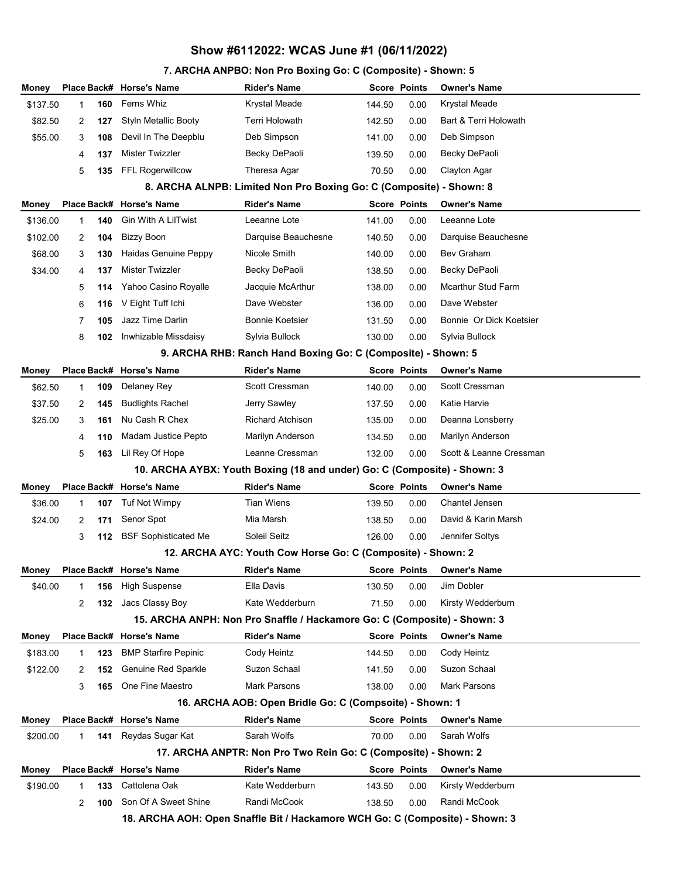# Show #6112022: WCAS June #1 (06/11/2022)

## 7. ARCHA ANPBO: Non Pro Boxing Go: C (Composite) - Shown: 5

| Money | Place | Back# | Horse's Name | Rider's Name | Score | Points | Owner's Name |
|---|---|---|---|---|---|---|---|
| $137.50 | 1 | 160 | Ferns Whiz | Krystal Meade | 144.50 | 0.00 | Krystal Meade |
| $82.50 | 2 | 127 | Styln Metallic Booty | Terri Holowath | 142.50 | 0.00 | Bart & Terri Holowath |
| $55.00 | 3 | 108 | Devil In The Deepblu | Deb Simpson | 141.00 | 0.00 | Deb Simpson |
| | 4 | 137 | Mister Twizzler | Becky DePaoli | 139.50 | 0.00 | Becky DePaoli |
| | 5 | 135 | FFL Rogerwillcow | Theresa Agar | 70.50 | 0.00 | Clayton Agar |

## 8. ARCHA ALNPB: Limited Non Pro Boxing Go: C (Composite) - Shown: 8

| Money | Place | Back# | Horse's Name | Rider's Name | Score | Points | Owner's Name |
|---|---|---|---|---|---|---|---|
| $136.00 | 1 | 140 | Gin With A LilTwist | Leeanne Lote | 141.00 | 0.00 | Leeanne Lote |
| $102.00 | 2 | 104 | Bizzy Boon | Darquise Beauchesne | 140.50 | 0.00 | Darquise Beauchesne |
| $68.00 | 3 | 130 | Haidas Genuine Peppy | Nicole Smith | 140.00 | 0.00 | Bev Graham |
| $34.00 | 4 | 137 | Mister Twizzler | Becky DePaoli | 138.50 | 0.00 | Becky DePaoli |
| | 5 | 114 | Yahoo Casino Royalle | Jacquie McArthur | 138.00 | 0.00 | Mcarthur Stud Farm |
| | 6 | 116 | V Eight Tuff Ichi | Dave Webster | 136.00 | 0.00 | Dave Webster |
| | 7 | 105 | Jazz Time Darlin | Bonnie Koetsier | 131.50 | 0.00 | Bonnie Or Dick Koetsier |
| | 8 | 102 | Inwhizable Missdaisy | Sylvia Bullock | 130.00 | 0.00 | Sylvia Bullock |

## 9. ARCHA RHB: Ranch Hand Boxing Go: C (Composite) - Shown: 5

| Money | Place | Back# | Horse's Name | Rider's Name | Score | Points | Owner's Name |
|---|---|---|---|---|---|---|---|
| $62.50 | 1 | 109 | Delaney Rey | Scott Cressman | 140.00 | 0.00 | Scott Cressman |
| $37.50 | 2 | 145 | Budlights Rachel | Jerry Sawley | 137.50 | 0.00 | Katie Harvie |
| $25.00 | 3 | 161 | Nu Cash R Chex | Richard Atchison | 135.00 | 0.00 | Deanna Lonsberry |
| | 4 | 110 | Madam Justice Pepto | Marilyn Anderson | 134.50 | 0.00 | Marilyn Anderson |
| | 5 | 163 | Lil Rey Of Hope | Leanne Cressman | 132.00 | 0.00 | Scott & Leanne Cressman |

## 10. ARCHA AYBX: Youth Boxing (18 and under) Go: C (Composite) - Shown: 3

| Money | Place | Back# | Horse's Name | Rider's Name | Score | Points | Owner's Name |
|---|---|---|---|---|---|---|---|
| $36.00 | 1 | 107 | Tuf Not Wimpy | Tian Wiens | 139.50 | 0.00 | Chantel Jensen |
| $24.00 | 2 | 171 | Senor Spot | Mia Marsh | 138.50 | 0.00 | David & Karin Marsh |
| | 3 | 112 | BSF Sophisticated Me | Soleil Seitz | 126.00 | 0.00 | Jennifer Soltys |

## 12. ARCHA AYC: Youth Cow Horse Go: C (Composite) - Shown: 2

| Money | Place | Back# | Horse's Name | Rider's Name | Score | Points | Owner's Name |
|---|---|---|---|---|---|---|---|
| $40.00 | 1 | 156 | High Suspense | Ella Davis | 130.50 | 0.00 | Jim Dobler |
| | 2 | 132 | Jacs Classy Boy | Kate Wedderburn | 71.50 | 0.00 | Kirsty Wedderburn |

## 15. ARCHA ANPH: Non Pro Snaffle / Hackamore Go: C (Composite) - Shown: 3

| Money | Place | Back# | Horse's Name | Rider's Name | Score | Points | Owner's Name |
|---|---|---|---|---|---|---|---|
| $183.00 | 1 | 123 | BMP Starfire Pepinic | Cody Heintz | 144.50 | 0.00 | Cody Heintz |
| $122.00 | 2 | 152 | Genuine Red Sparkle | Suzon Schaal | 141.50 | 0.00 | Suzon Schaal |
| | 3 | 165 | One Fine Maestro | Mark Parsons | 138.00 | 0.00 | Mark Parsons |

## 16. ARCHA AOB: Open Bridle Go: C (Compsoite) - Shown: 1

| Money | Place | Back# | Horse's Name | Rider's Name | Score | Points | Owner's Name |
|---|---|---|---|---|---|---|---|
| $200.00 | 1 | 141 | Reydas Sugar Kat | Sarah Wolfs | 70.00 | 0.00 | Sarah Wolfs |

## 17. ARCHA ANPTR: Non Pro Two Rein Go: C (Composite) - Shown: 2

| Money | Place | Back# | Horse's Name | Rider's Name | Score | Points | Owner's Name |
|---|---|---|---|---|---|---|---|
| $190.00 | 1 | 133 | Cattolena Oak | Kate Wedderburn | 143.50 | 0.00 | Kirsty Wedderburn |
| | 2 | 100 | Son Of A Sweet Shine | Randi McCook | 138.50 | 0.00 | Randi McCook |

## 18. ARCHA AOH: Open Snaffle Bit / Hackamore WCH Go: C (Composite) - Shown: 3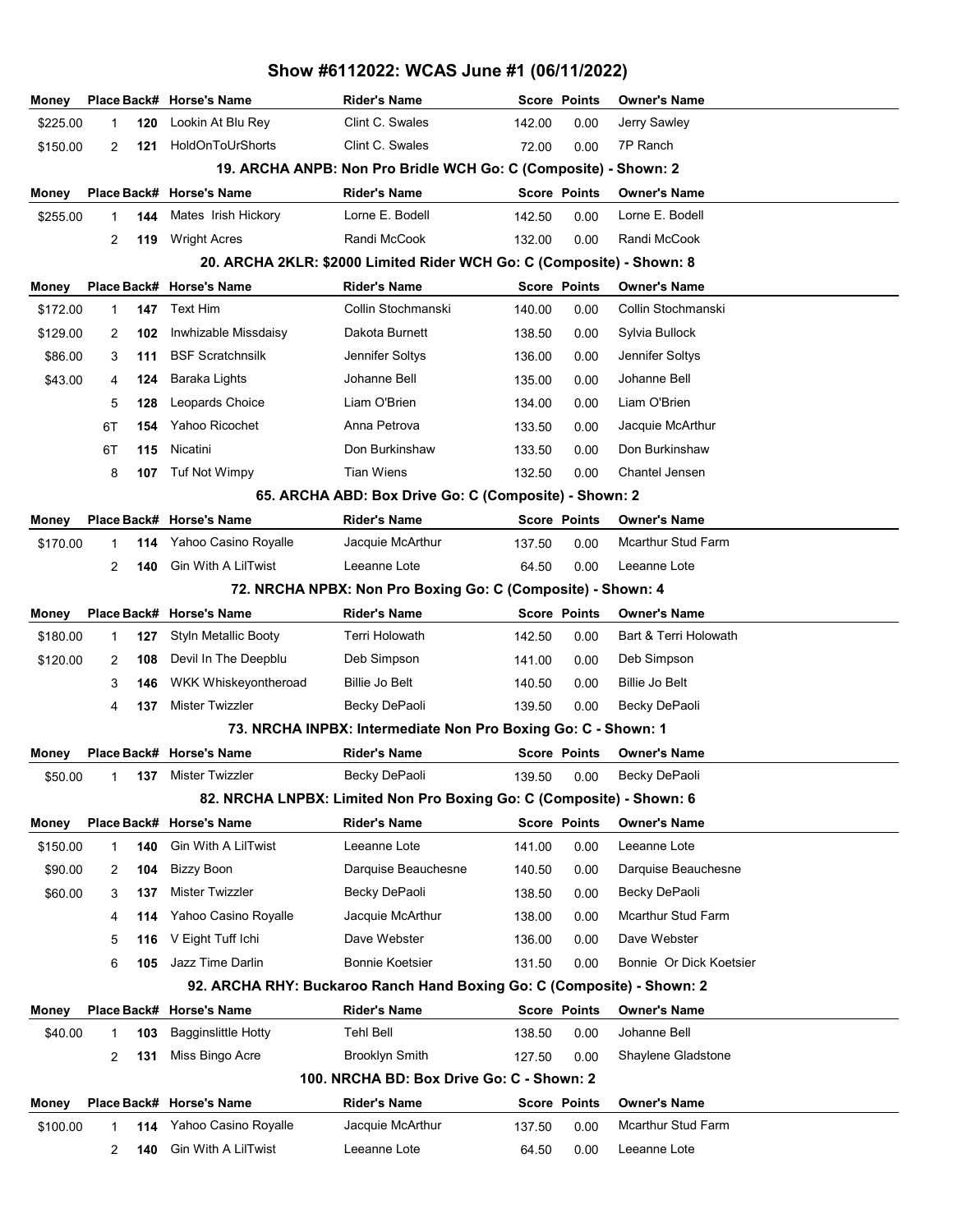# Show #6112022: WCAS June #1 (06/11/2022)

| Money | Place | Back# | Horse's Name | Rider's Name | Score | Points | Owner's Name |
|---|---|---|---|---|---|---|---|
| $225.00 | 1 | 120 | Lookin At Blu Rey | Clint C. Swales | 142.00 | 0.00 | Jerry Sawley |
| $150.00 | 2 | 121 | HoldOnToUrShorts | Clint C. Swales | 72.00 | 0.00 | 7P Ranch |

### 19. ARCHA ANPB: Non Pro Bridle WCH Go: C (Composite) - Shown: 2

| Money | Place | Back# | Horse's Name | Rider's Name | Score | Points | Owner's Name |
|---|---|---|---|---|---|---|---|
| $255.00 | 1 | 144 | Mates Irish Hickory | Lorne E. Bodell | 142.50 | 0.00 | Lorne E. Bodell |
| | 2 | 119 | Wright Acres | Randi McCook | 132.00 | 0.00 | Randi McCook |

### 20. ARCHA 2KLR: $2000 Limited Rider WCH Go: C (Composite) - Shown: 8

| Money | Place | Back# | Horse's Name | Rider's Name | Score | Points | Owner's Name |
|---|---|---|---|---|---|---|---|
| $172.00 | 1 | 147 | Text Him | Collin Stochmanski | 140.00 | 0.00 | Collin Stochmanski |
| $129.00 | 2 | 102 | Inwhizable Missdaisy | Dakota Burnett | 138.50 | 0.00 | Sylvia Bullock |
| $86.00 | 3 | 111 | BSF Scratchnsilk | Jennifer Soltys | 136.00 | 0.00 | Jennifer Soltys |
| $43.00 | 4 | 124 | Baraka Lights | Johanne Bell | 135.00 | 0.00 | Johanne Bell |
| | 5 | 128 | Leopards Choice | Liam O'Brien | 134.00 | 0.00 | Liam O'Brien |
| | 6T | 154 | Yahoo Ricochet | Anna Petrova | 133.50 | 0.00 | Jacquie McArthur |
| | 6T | 115 | Nicatini | Don Burkinshaw | 133.50 | 0.00 | Don Burkinshaw |
| | 8 | 107 | Tuf Not Wimpy | Tian Wiens | 132.50 | 0.00 | Chantel Jensen |

### 65. ARCHA ABD: Box Drive Go: C (Composite) - Shown: 2

| Money | Place | Back# | Horse's Name | Rider's Name | Score | Points | Owner's Name |
|---|---|---|---|---|---|---|---|
| $170.00 | 1 | 114 | Yahoo Casino Royalle | Jacquie McArthur | 137.50 | 0.00 | Mcarthur Stud Farm |
| | 2 | 140 | Gin With A LilTwist | Leeanne Lote | 64.50 | 0.00 | Leeanne Lote |

### 72. NRCHA NPBX: Non Pro Boxing Go: C (Composite) - Shown: 4

| Money | Place | Back# | Horse's Name | Rider's Name | Score | Points | Owner's Name |
|---|---|---|---|---|---|---|---|
| $180.00 | 1 | 127 | Styln Metallic Booty | Terri Holowath | 142.50 | 0.00 | Bart & Terri Holowath |
| $120.00 | 2 | 108 | Devil In The Deepblu | Deb Simpson | 141.00 | 0.00 | Deb Simpson |
| | 3 | 146 | WKK Whiskeyontheroad | Billie Jo Belt | 140.50 | 0.00 | Billie Jo Belt |
| | 4 | 137 | Mister Twizzler | Becky DePaoli | 139.50 | 0.00 | Becky DePaoli |

### 73. NRCHA INPBX: Intermediate Non Pro Boxing Go: C - Shown: 1

| Money | Place | Back# | Horse's Name | Rider's Name | Score | Points | Owner's Name |
|---|---|---|---|---|---|---|---|
| $50.00 | 1 | 137 | Mister Twizzler | Becky DePaoli | 139.50 | 0.00 | Becky DePaoli |

### 82. NRCHA LNPBX: Limited Non Pro Boxing Go: C (Composite) - Shown: 6

| Money | Place | Back# | Horse's Name | Rider's Name | Score | Points | Owner's Name |
|---|---|---|---|---|---|---|---|
| $150.00 | 1 | 140 | Gin With A LilTwist | Leeanne Lote | 141.00 | 0.00 | Leeanne Lote |
| $90.00 | 2 | 104 | Bizzy Boon | Darquise Beauchesne | 140.50 | 0.00 | Darquise Beauchesne |
| $60.00 | 3 | 137 | Mister Twizzler | Becky DePaoli | 138.50 | 0.00 | Becky DePaoli |
| | 4 | 114 | Yahoo Casino Royalle | Jacquie McArthur | 138.00 | 0.00 | Mcarthur Stud Farm |
| | 5 | 116 | V Eight Tuff Ichi | Dave Webster | 136.00 | 0.00 | Dave Webster |
| | 6 | 105 | Jazz Time Darlin | Bonnie Koetsier | 131.50 | 0.00 | Bonnie Or Dick Koetsier |

### 92. ARCHA RHY: Buckaroo Ranch Hand Boxing Go: C (Composite) - Shown: 2

| Money | Place | Back# | Horse's Name | Rider's Name | Score | Points | Owner's Name |
|---|---|---|---|---|---|---|---|
| $40.00 | 1 | 103 | Bagginslittle Hotty | Tehl Bell | 138.50 | 0.00 | Johanne Bell |
| | 2 | 131 | Miss Bingo Acre | Brooklyn Smith | 127.50 | 0.00 | Shaylene Gladstone |

### 100. NRCHA BD: Box Drive Go: C - Shown: 2

| Money | Place | Back# | Horse's Name | Rider's Name | Score | Points | Owner's Name |
|---|---|---|---|---|---|---|---|
| $100.00 | 1 | 114 | Yahoo Casino Royalle | Jacquie McArthur | 137.50 | 0.00 | Mcarthur Stud Farm |
| | 2 | 140 | Gin With A LilTwist | Leeanne Lote | 64.50 | 0.00 | Leeanne Lote |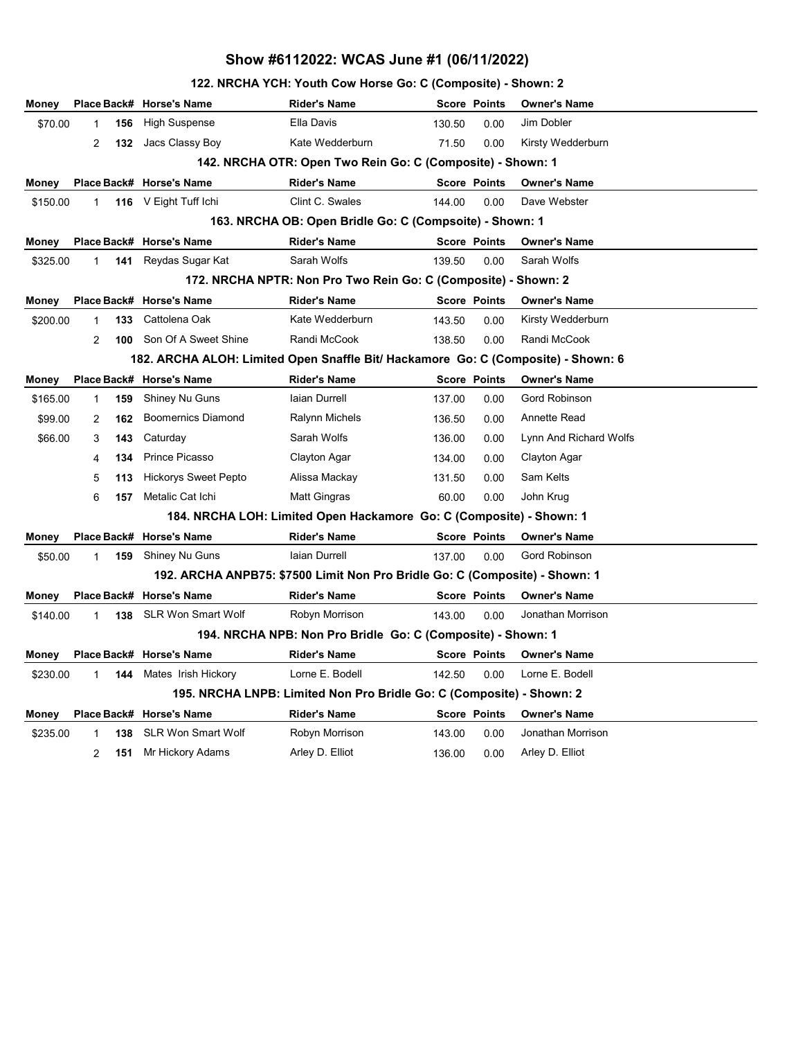# Show #6112022: WCAS June #1 (06/11/2022)

### 122. NRCHA YCH: Youth Cow Horse Go: C (Composite) - Shown: 2

| Money | Place | Back# | Horse's Name | Rider's Name | Score | Points | Owner's Name |
|---|---|---|---|---|---|---|---|
| $70.00 | 1 | 156 | High Suspense | Ella Davis | 130.50 | 0.00 | Jim Dobler |
| | 2 | 132 | Jacs Classy Boy | Kate Wedderburn | 71.50 | 0.00 | Kirsty Wedderburn |

### 142. NRCHA OTR: Open Two Rein Go: C (Composite) - Shown: 1

| Money | Place | Back# | Horse's Name | Rider's Name | Score | Points | Owner's Name |
|---|---|---|---|---|---|---|---|
| $150.00 | 1 | 116 | V Eight Tuff Ichi | Clint C. Swales | 144.00 | 0.00 | Dave Webster |

### 163. NRCHA OB: Open Bridle Go: C (Compsoite) - Shown: 1

| Money | Place | Back# | Horse's Name | Rider's Name | Score | Points | Owner's Name |
|---|---|---|---|---|---|---|---|
| $325.00 | 1 | 141 | Reydas Sugar Kat | Sarah Wolfs | 139.50 | 0.00 | Sarah Wolfs |

### 172. NRCHA NPTR: Non Pro Two Rein Go: C (Composite) - Shown: 2

| Money | Place | Back# | Horse's Name | Rider's Name | Score | Points | Owner's Name |
|---|---|---|---|---|---|---|---|
| $200.00 | 1 | 133 | Cattolena Oak | Kate Wedderburn | 143.50 | 0.00 | Kirsty Wedderburn |
| | 2 | 100 | Son Of A Sweet Shine | Randi McCook | 138.50 | 0.00 | Randi McCook |

### 182. ARCHA ALOH: Limited Open Snaffle Bit/ Hackamore Go: C (Composite) - Shown: 6

| Money | Place | Back# | Horse's Name | Rider's Name | Score | Points | Owner's Name |
|---|---|---|---|---|---|---|---|
| $165.00 | 1 | 159 | Shiney Nu Guns | Iaian Durrell | 137.00 | 0.00 | Gord Robinson |
| $99.00 | 2 | 162 | Boomernics Diamond | Ralynn Michels | 136.50 | 0.00 | Annette Read |
| $66.00 | 3 | 143 | Caturday | Sarah Wolfs | 136.00 | 0.00 | Lynn And Richard Wolfs |
| | 4 | 134 | Prince Picasso | Clayton Agar | 134.00 | 0.00 | Clayton Agar |
| | 5 | 113 | Hickorys Sweet Pepto | Alissa Mackay | 131.50 | 0.00 | Sam Kelts |
| | 6 | 157 | Metalic Cat Ichi | Matt Gingras | 60.00 | 0.00 | John Krug |

### 184. NRCHA LOH: Limited Open Hackamore Go: C (Composite) - Shown: 1

| Money | Place | Back# | Horse's Name | Rider's Name | Score | Points | Owner's Name |
|---|---|---|---|---|---|---|---|
| $50.00 | 1 | 159 | Shiney Nu Guns | Iaian Durrell | 137.00 | 0.00 | Gord Robinson |

### 192. ARCHA ANPB75: $7500 Limit Non Pro Bridle Go: C (Composite) - Shown: 1

| Money | Place | Back# | Horse's Name | Rider's Name | Score | Points | Owner's Name |
|---|---|---|---|---|---|---|---|
| $140.00 | 1 | 138 | SLR Won Smart Wolf | Robyn Morrison | 143.00 | 0.00 | Jonathan Morrison |

### 194. NRCHA NPB: Non Pro Bridle Go: C (Composite) - Shown: 1

| Money | Place | Back# | Horse's Name | Rider's Name | Score | Points | Owner's Name |
|---|---|---|---|---|---|---|---|
| $230.00 | 1 | 144 | Mates Irish Hickory | Lorne E. Bodell | 142.50 | 0.00 | Lorne E. Bodell |

### 195. NRCHA LNPB: Limited Non Pro Bridle Go: C (Composite) - Shown: 2

| Money | Place | Back# | Horse's Name | Rider's Name | Score | Points | Owner's Name |
|---|---|---|---|---|---|---|---|
| $235.00 | 1 | 138 | SLR Won Smart Wolf | Robyn Morrison | 143.00 | 0.00 | Jonathan Morrison |
| | 2 | 151 | Mr Hickory Adams | Arley D. Elliot | 136.00 | 0.00 | Arley D. Elliot |